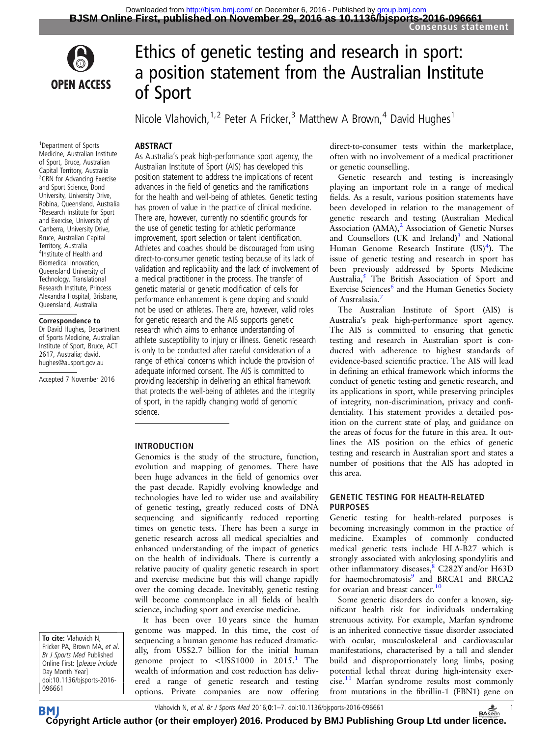# Ethics of genetic testing and research in sport: a position statement from the Australian Institute of Sport

Nicole Vlahovich,[1,2] Peter A Fricker,[3] Matthew A Brown,[4] David Hughes[1]

[1]Department of Sports Medicine, Australian Institute of Sport, Bruce, Australian Capital Territory, Australia
[2]CRN for Advancing Exercise and Sport Science, Bond University, University Drive, Robina, Queensland, Australia
[3]Research Institute for Sport and Exercise, University of Canberra, University Drive, Bruce, Australian Capital Territory, Australia
[4]Institute of Health and Biomedical Innovation, Queensland University of Technology, Translational Research Institute, Princess Alexandra Hospital, Brisbane, Queensland, Australia

**Correspondence to**
Dr David Hughes, Department of Sports Medicine, Australian Institute of Sport, Bruce, ACT 2617, Australia; david.hughes@ausport.gov.au

Accepted 7 November 2016

**To cite:** Vlahovich N, Fricker PA, Brown MA, *et al*. *Br J Sports Med* Published Online First: [*please include* Day Month Year] doi:10.1136/bjsports-2016-096661

## ABSTRACT

As Australia's peak high-performance sport agency, the Australian Institute of Sport (AIS) has developed this position statement to address the implications of recent advances in the field of genetics and the ramifications for the health and well-being of athletes. Genetic testing has proven of value in the practice of clinical medicine. There are, however, currently no scientific grounds for the use of genetic testing for athletic performance improvement, sport selection or talent identification. Athletes and coaches should be discouraged from using direct-to-consumer genetic testing because of its lack of validation and replicability and the lack of involvement of a medical practitioner in the process. The transfer of genetic material or genetic modification of cells for performance enhancement is gene doping and should not be used on athletes. There are, however, valid roles for genetic research and the AIS supports genetic research which aims to enhance understanding of athlete susceptibility to injury or illness. Genetic research is only to be conducted after careful consideration of a range of ethical concerns which include the provision of adequate informed consent. The AIS is committed to providing leadership in delivering an ethical framework that protects the well-being of athletes and the integrity of sport, in the rapidly changing world of genomic science.

## INTRODUCTION

Genomics is the study of the structure, function, evolution and mapping of genomes. There have been huge advances in the field of genomics over the past decade. Rapidly evolving knowledge and technologies have led to wider use and availability of genetic testing, greatly reduced costs of DNA sequencing and significantly reduced reporting times on genetic tests. There has been a surge in genetic research across all medical specialties and enhanced understanding of the impact of genetics on the health of individuals. There is currently a relative paucity of quality genetic research in sport and exercise medicine but this will change rapidly over the coming decade. Inevitably, genetic testing will become commonplace in all fields of health science, including sport and exercise medicine.

It has been over 10 years since the human genome was mapped. In this time, the cost of sequencing a human genome has reduced dramatically, from US$2.7 billion for the initial human genome project to <US$1000 in 2015.[1] The wealth of information and cost reduction has delivered a range of genetic research and testing options. Private companies are now offering direct-to-consumer tests within the marketplace, often with no involvement of a medical practitioner or genetic counselling.

Genetic research and testing is increasingly playing an important role in a range of medical fields. As a result, various position statements have been developed in relation to the management of genetic research and testing (Australian Medical Association (AMA),[2] Association of Genetic Nurses and Counsellors (UK and Ireland)[3] and National Human Genome Research Institute (US)[4]). The issue of genetic testing and research in sport has been previously addressed by Sports Medicine Australia,[5] The British Association of Sport and Exercise Sciences[6] and the Human Genetics Society of Australasia.[7]

The Australian Institute of Sport (AIS) is Australia's peak high-performance sport agency. The AIS is committed to ensuring that genetic testing and research in Australian sport is conducted with adherence to highest standards of evidence-based scientific practice. The AIS will lead in defining an ethical framework which informs the conduct of genetic testing and genetic research, and its applications in sport, while preserving principles of integrity, non-discrimination, privacy and confidentiality. This statement provides a detailed position on the current state of play, and guidance on the areas of focus for the future in this area. It outlines the AIS position on the ethics of genetic testing and research in Australian sport and states a number of positions that the AIS has adopted in this area.

## GENETIC TESTING FOR HEALTH-RELATED PURPOSES

Genetic testing for health-related purposes is becoming increasingly common in the practice of medicine. Examples of commonly conducted medical genetic tests include HLA-B27 which is strongly associated with ankylosing spondylitis and other inflammatory diseases,[8] C282Y and/or H63D for haemochromatosis[9] and BRCA1 and BRCA2 for ovarian and breast cancer.[10]

Some genetic disorders do confer a known, significant health risk for individuals undertaking strenuous activity. For example, Marfan syndrome is an inherited connective tissue disorder associated with ocular, musculoskeletal and cardiovascular manifestations, characterised by a tall and slender build and disproportionately long limbs, posing potential lethal threat during high-intensity exercise.[11] Marfan syndrome results most commonly from mutations in the fibrillin-1 (FBN1) gene on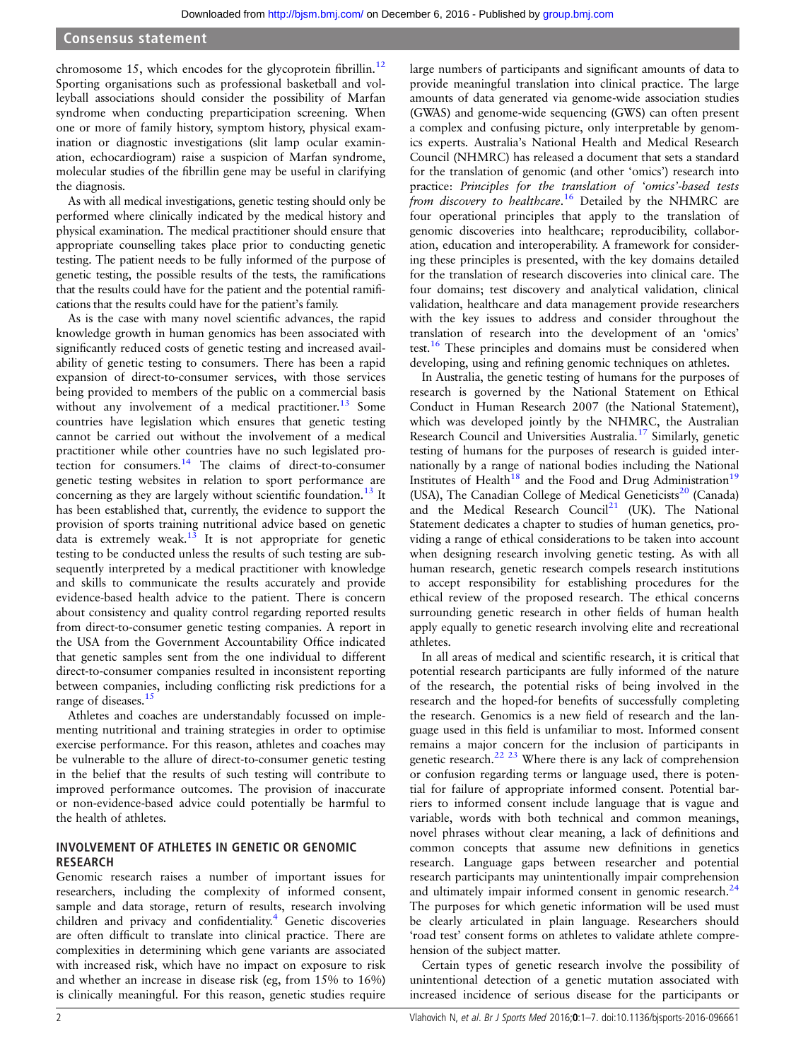chromosome 15, which encodes for the glycoprotein fibrillin.[12] Sporting organisations such as professional basketball and volleyball associations should consider the possibility of Marfan syndrome when conducting preparticipation screening. When one or more of family history, symptom history, physical examination or diagnostic investigations (slit lamp ocular examination, echocardiogram) raise a suspicion of Marfan syndrome, molecular studies of the fibrillin gene may be useful in clarifying the diagnosis.

As with all medical investigations, genetic testing should only be performed where clinically indicated by the medical history and physical examination. The medical practitioner should ensure that appropriate counselling takes place prior to conducting genetic testing. The patient needs to be fully informed of the purpose of genetic testing, the possible results of the tests, the ramifications that the results could have for the patient and the potential ramifications that the results could have for the patient's family.

As is the case with many novel scientific advances, the rapid knowledge growth in human genomics has been associated with significantly reduced costs of genetic testing and increased availability of genetic testing to consumers. There has been a rapid expansion of direct-to-consumer services, with those services being provided to members of the public on a commercial basis without any involvement of a medical practitioner.[13] Some countries have legislation which ensures that genetic testing cannot be carried out without the involvement of a medical practitioner while other countries have no such legislated protection for consumers.[14] The claims of direct-to-consumer genetic testing websites in relation to sport performance are concerning as they are largely without scientific foundation.[13] It has been established that, currently, the evidence to support the provision of sports training nutritional advice based on genetic data is extremely weak.[13] It is not appropriate for genetic testing to be conducted unless the results of such testing are subsequently interpreted by a medical practitioner with knowledge and skills to communicate the results accurately and provide evidence-based health advice to the patient. There is concern about consistency and quality control regarding reported results from direct-to-consumer genetic testing companies. A report in the USA from the Government Accountability Office indicated that genetic samples sent from the one individual to different direct-to-consumer companies resulted in inconsistent reporting between companies, including conflicting risk predictions for a range of diseases.[15]

Athletes and coaches are understandably focussed on implementing nutritional and training strategies in order to optimise exercise performance. For this reason, athletes and coaches may be vulnerable to the allure of direct-to-consumer genetic testing in the belief that the results of such testing will contribute to improved performance outcomes. The provision of inaccurate or non-evidence-based advice could potentially be harmful to the health of athletes.

## INVOLVEMENT OF ATHLETES IN GENETIC OR GENOMIC RESEARCH

Genomic research raises a number of important issues for researchers, including the complexity of informed consent, sample and data storage, return of results, research involving children and privacy and confidentiality.[4] Genetic discoveries are often difficult to translate into clinical practice. There are complexities in determining which gene variants are associated with increased risk, which have no impact on exposure to risk and whether an increase in disease risk (eg, from 15% to 16%) is clinically meaningful. For this reason, genetic studies require large numbers of participants and significant amounts of data to provide meaningful translation into clinical practice. The large amounts of data generated via genome-wide association studies (GWAS) and genome-wide sequencing (GWS) can often present a complex and confusing picture, only interpretable by genomics experts. Australia's National Health and Medical Research Council (NHMRC) has released a document that sets a standard for the translation of genomic (and other 'omics') research into practice: *Principles for the translation of 'omics'-based tests from discovery to healthcare*.[16] Detailed by the NHMRC are four operational principles that apply to the translation of genomic discoveries into healthcare; reproducibility, collaboration, education and interoperability. A framework for considering these principles is presented, with the key domains detailed for the translation of research discoveries into clinical care. The four domains; test discovery and analytical validation, clinical validation, healthcare and data management provide researchers with the key issues to address and consider throughout the translation of research into the development of an 'omics' test.[16] These principles and domains must be considered when developing, using and refining genomic techniques on athletes.

In Australia, the genetic testing of humans for the purposes of research is governed by the National Statement on Ethical Conduct in Human Research 2007 (the National Statement), which was developed jointly by the NHMRC, the Australian Research Council and Universities Australia.[17] Similarly, genetic testing of humans for the purposes of research is guided internationally by a range of national bodies including the National Institutes of Health[18] and the Food and Drug Administration[19] (USA), The Canadian College of Medical Geneticists[20] (Canada) and the Medical Research Council[21] (UK). The National Statement dedicates a chapter to studies of human genetics, providing a range of ethical considerations to be taken into account when designing research involving genetic testing. As with all human research, genetic research compels research institutions to accept responsibility for establishing procedures for the ethical review of the proposed research. The ethical concerns surrounding genetic research in other fields of human health apply equally to genetic research involving elite and recreational athletes.

In all areas of medical and scientific research, it is critical that potential research participants are fully informed of the nature of the research, the potential risks of being involved in the research and the hoped-for benefits of successfully completing the research. Genomics is a new field of research and the language used in this field is unfamiliar to most. Informed consent remains a major concern for the inclusion of participants in genetic research.[22 23] Where there is any lack of comprehension or confusion regarding terms or language used, there is potential for failure of appropriate informed consent. Potential barriers to informed consent include language that is vague and variable, words with both technical and common meanings, novel phrases without clear meaning, a lack of definitions and common concepts that assume new definitions in genetics research. Language gaps between researcher and potential research participants may unintentionally impair comprehension and ultimately impair informed consent in genomic research.[24] The purposes for which genetic information will be used must be clearly articulated in plain language. Researchers should 'road test' consent forms on athletes to validate athlete comprehension of the subject matter.

Certain types of genetic research involve the possibility of unintentional detection of a genetic mutation associated with increased incidence of serious disease for the participants or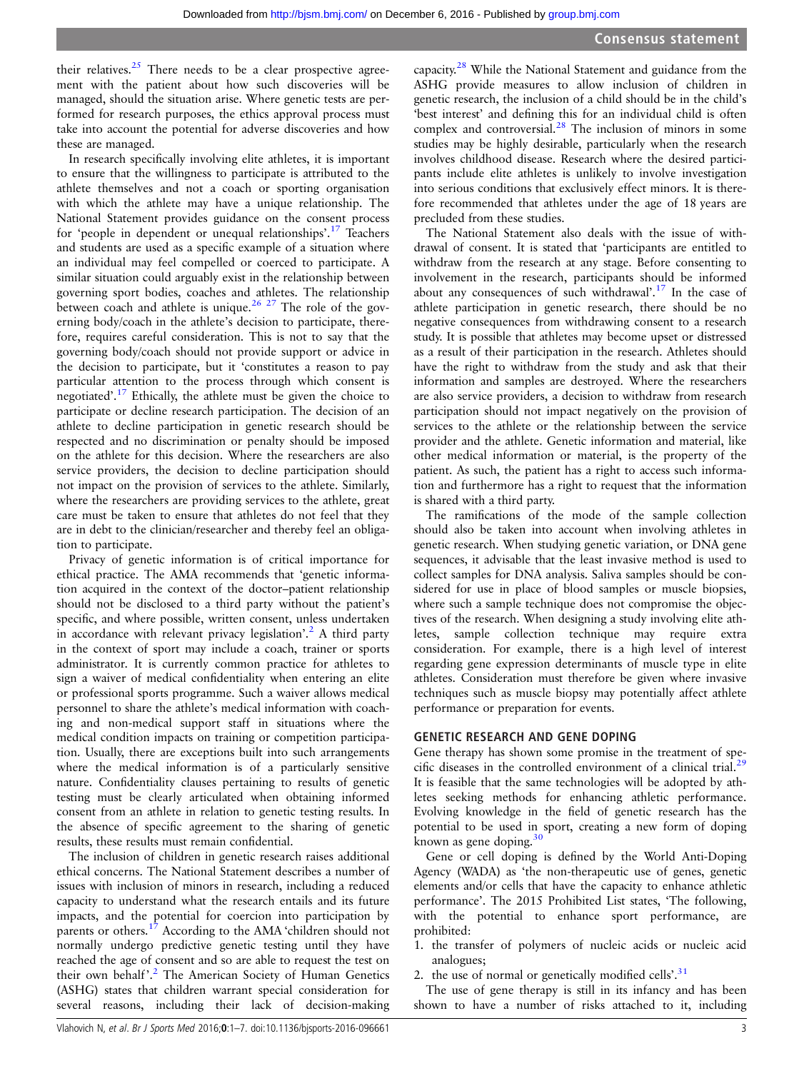their relatives.[25] There needs to be a clear prospective agreement with the patient about how such discoveries will be managed, should the situation arise. Where genetic tests are performed for research purposes, the ethics approval process must take into account the potential for adverse discoveries and how these are managed.

In research specifically involving elite athletes, it is important to ensure that the willingness to participate is attributed to the athlete themselves and not a coach or sporting organisation with which the athlete may have a unique relationship. The National Statement provides guidance on the consent process for 'people in dependent or unequal relationships'.[17] Teachers and students are used as a specific example of a situation where an individual may feel compelled or coerced to participate. A similar situation could arguably exist in the relationship between governing sport bodies, coaches and athletes. The relationship between coach and athlete is unique.[26 27] The role of the governing body/coach in the athlete's decision to participate, therefore, requires careful consideration. This is not to say that the governing body/coach should not provide support or advice in the decision to participate, but it 'constitutes a reason to pay particular attention to the process through which consent is negotiated'.[17] Ethically, the athlete must be given the choice to participate or decline research participation. The decision of an athlete to decline participation in genetic research should be respected and no discrimination or penalty should be imposed on the athlete for this decision. Where the researchers are also service providers, the decision to decline participation should not impact on the provision of services to the athlete. Similarly, where the researchers are providing services to the athlete, great care must be taken to ensure that athletes do not feel that they are in debt to the clinician/researcher and thereby feel an obligation to participate.

Privacy of genetic information is of critical importance for ethical practice. The AMA recommends that 'genetic information acquired in the context of the doctor–patient relationship should not be disclosed to a third party without the patient's specific, and where possible, written consent, unless undertaken in accordance with relevant privacy legislation'.[2] A third party in the context of sport may include a coach, trainer or sports administrator. It is currently common practice for athletes to sign a waiver of medical confidentiality when entering an elite or professional sports programme. Such a waiver allows medical personnel to share the athlete's medical information with coaching and non-medical support staff in situations where the medical condition impacts on training or competition participation. Usually, there are exceptions built into such arrangements where the medical information is of a particularly sensitive nature. Confidentiality clauses pertaining to results of genetic testing must be clearly articulated when obtaining informed consent from an athlete in relation to genetic testing results. In the absence of specific agreement to the sharing of genetic results, these results must remain confidential.

The inclusion of children in genetic research raises additional ethical concerns. The National Statement describes a number of issues with inclusion of minors in research, including a reduced capacity to understand what the research entails and its future impacts, and the potential for coercion into participation by parents or others.[17] According to the AMA 'children should not normally undergo predictive genetic testing until they have reached the age of consent and so are able to request the test on their own behalf'.[2] The American Society of Human Genetics (ASHG) states that children warrant special consideration for several reasons, including their lack of decision-making capacity.[28] While the National Statement and guidance from the ASHG provide measures to allow inclusion of children in genetic research, the inclusion of a child should be in the child's 'best interest' and defining this for an individual child is often complex and controversial.[28] The inclusion of minors in some studies may be highly desirable, particularly when the research involves childhood disease. Research where the desired participants include elite athletes is unlikely to involve investigation into serious conditions that exclusively effect minors. It is therefore recommended that athletes under the age of 18 years are precluded from these studies.

The National Statement also deals with the issue of withdrawal of consent. It is stated that 'participants are entitled to withdraw from the research at any stage. Before consenting to involvement in the research, participants should be informed about any consequences of such withdrawal'.[17] In the case of athlete participation in genetic research, there should be no negative consequences from withdrawing consent to a research study. It is possible that athletes may become upset or distressed as a result of their participation in the research. Athletes should have the right to withdraw from the study and ask that their information and samples are destroyed. Where the researchers are also service providers, a decision to withdraw from research participation should not impact negatively on the provision of services to the athlete or the relationship between the service provider and the athlete. Genetic information and material, like other medical information or material, is the property of the patient. As such, the patient has a right to access such information and furthermore has a right to request that the information is shared with a third party.

The ramifications of the mode of the sample collection should also be taken into account when involving athletes in genetic research. When studying genetic variation, or DNA gene sequences, it advisable that the least invasive method is used to collect samples for DNA analysis. Saliva samples should be considered for use in place of blood samples or muscle biopsies, where such a sample technique does not compromise the objectives of the research. When designing a study involving elite athletes, sample collection technique may require extra consideration. For example, there is a high level of interest regarding gene expression determinants of muscle type in elite athletes. Consideration must therefore be given where invasive techniques such as muscle biopsy may potentially affect athlete performance or preparation for events.

## GENETIC RESEARCH AND GENE DOPING

Gene therapy has shown some promise in the treatment of specific diseases in the controlled environment of a clinical trial.[29] It is feasible that the same technologies will be adopted by athletes seeking methods for enhancing athletic performance. Evolving knowledge in the field of genetic research has the potential to be used in sport, creating a new form of doping known as gene doping.[30]

Gene or cell doping is defined by the World Anti-Doping Agency (WADA) as 'the non-therapeutic use of genes, genetic elements and/or cells that have the capacity to enhance athletic performance'. The 2015 Prohibited List states, 'The following, with the potential to enhance sport performance, are prohibited:

1. the transfer of polymers of nucleic acids or nucleic acid analogues;
2. the use of normal or genetically modified cells'.[31]

The use of gene therapy is still in its infancy and has been shown to have a number of risks attached to it, including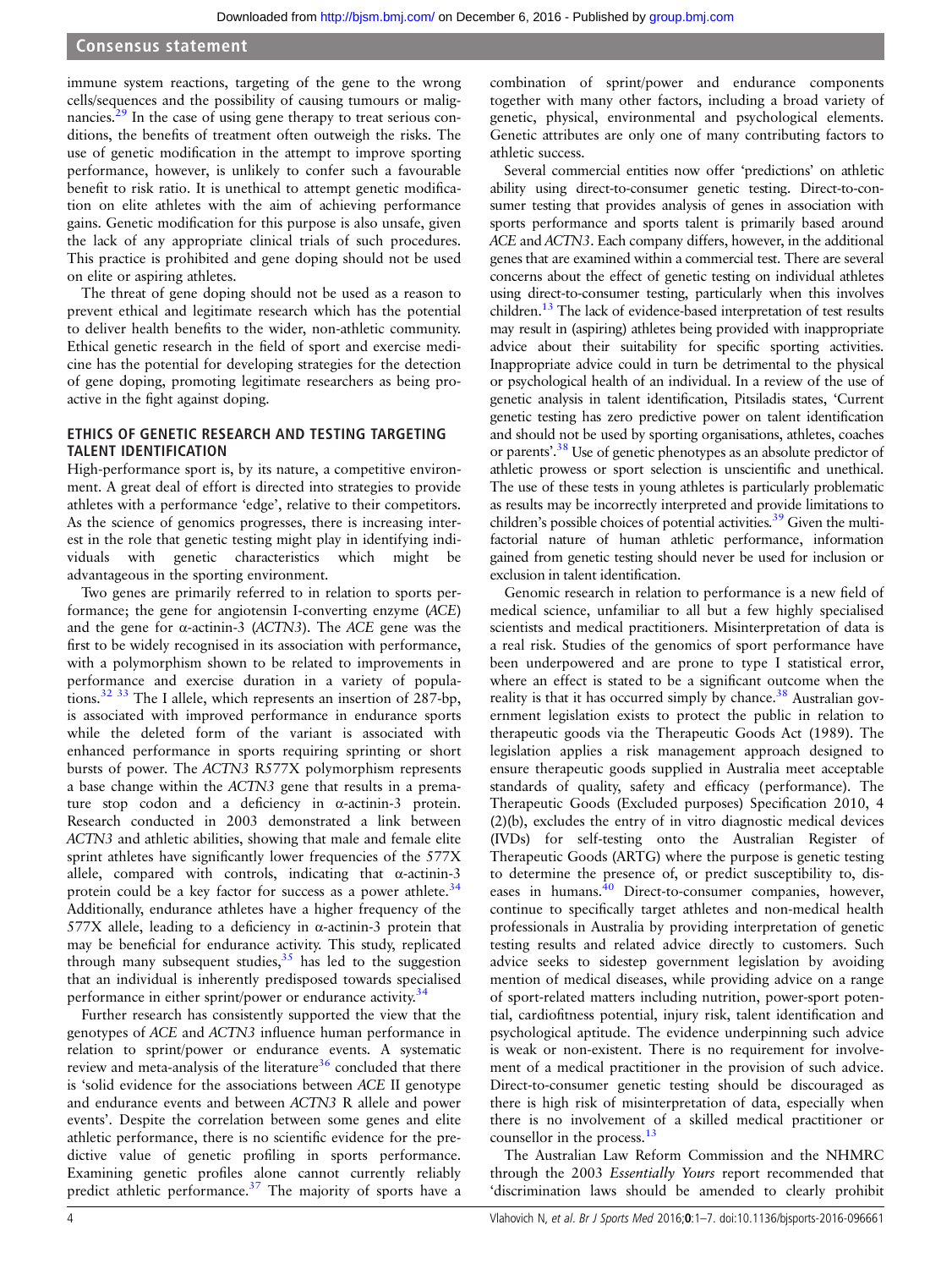immune system reactions, targeting of the gene to the wrong cells/sequences and the possibility of causing tumours or malignancies.[29] In the case of using gene therapy to treat serious conditions, the benefits of treatment often outweigh the risks. The use of genetic modification in the attempt to improve sporting performance, however, is unlikely to confer such a favourable benefit to risk ratio. It is unethical to attempt genetic modification on elite athletes with the aim of achieving performance gains. Genetic modification for this purpose is also unsafe, given the lack of any appropriate clinical trials of such procedures. This practice is prohibited and gene doping should not be used on elite or aspiring athletes.

The threat of gene doping should not be used as a reason to prevent ethical and legitimate research which has the potential to deliver health benefits to the wider, non-athletic community. Ethical genetic research in the field of sport and exercise medicine has the potential for developing strategies for the detection of gene doping, promoting legitimate researchers as being proactive in the fight against doping.

## ETHICS OF GENETIC RESEARCH AND TESTING TARGETING TALENT IDENTIFICATION

High-performance sport is, by its nature, a competitive environment. A great deal of effort is directed into strategies to provide athletes with a performance 'edge', relative to their competitors. As the science of genomics progresses, there is increasing interest in the role that genetic testing might play in identifying individuals with genetic characteristics which might be advantageous in the sporting environment.

Two genes are primarily referred to in relation to sports performance; the gene for angiotensin I-converting enzyme (*ACE*) and the gene for α-actinin-3 (*ACTN3*). The *ACE* gene was the first to be widely recognised in its association with performance, with a polymorphism shown to be related to improvements in performance and exercise duration in a variety of populations.[32 33] The I allele, which represents an insertion of 287-bp, is associated with improved performance in endurance sports while the deleted form of the variant is associated with enhanced performance in sports requiring sprinting or short bursts of power. The *ACTN3* R577X polymorphism represents a base change within the *ACTN3* gene that results in a premature stop codon and a deficiency in α-actinin-3 protein. Research conducted in 2003 demonstrated a link between *ACTN3* and athletic abilities, showing that male and female elite sprint athletes have significantly lower frequencies of the 577X allele, compared with controls, indicating that α-actinin-3 protein could be a key factor for success as a power athlete.[34] Additionally, endurance athletes have a higher frequency of the 577X allele, leading to a deficiency in α-actinin-3 protein that may be beneficial for endurance activity. This study, replicated through many subsequent studies,[35] has led to the suggestion that an individual is inherently predisposed towards specialised performance in either sprint/power or endurance activity.[34]

Further research has consistently supported the view that the genotypes of *ACE* and *ACTN3* influence human performance in relation to sprint/power or endurance events. A systematic review and meta-analysis of the literature[36] concluded that there is 'solid evidence for the associations between *ACE* II genotype and endurance events and between *ACTN3* R allele and power events'. Despite the correlation between some genes and elite athletic performance, there is no scientific evidence for the predictive value of genetic profiling in sports performance. Examining genetic profiles alone cannot currently reliably predict athletic performance.[37] The majority of sports have a combination of sprint/power and endurance components together with many other factors, including a broad variety of genetic, physical, environmental and psychological elements. Genetic attributes are only one of many contributing factors to athletic success.

Several commercial entities now offer 'predictions' on athletic ability using direct-to-consumer genetic testing. Direct-to-consumer testing that provides analysis of genes in association with sports performance and sports talent is primarily based around *ACE* and *ACTN3*. Each company differs, however, in the additional genes that are examined within a commercial test. There are several concerns about the effect of genetic testing on individual athletes using direct-to-consumer testing, particularly when this involves children.[13] The lack of evidence-based interpretation of test results may result in (aspiring) athletes being provided with inappropriate advice about their suitability for specific sporting activities. Inappropriate advice could in turn be detrimental to the physical or psychological health of an individual. In a review of the use of genetic analysis in talent identification, Pitsiladis states, 'Current genetic testing has zero predictive power on talent identification and should not be used by sporting organisations, athletes, coaches or parents'.[38] Use of genetic phenotypes as an absolute predictor of athletic prowess or sport selection is unscientific and unethical. The use of these tests in young athletes is particularly problematic as results may be incorrectly interpreted and provide limitations to children's possible choices of potential activities.[39] Given the multifactorial nature of human athletic performance, information gained from genetic testing should never be used for inclusion or exclusion in talent identification.

Genomic research in relation to performance is a new field of medical science, unfamiliar to all but a few highly specialised scientists and medical practitioners. Misinterpretation of data is a real risk. Studies of the genomics of sport performance have been underpowered and are prone to type I statistical error, where an effect is stated to be a significant outcome when the reality is that it has occurred simply by chance.[38] Australian government legislation exists to protect the public in relation to therapeutic goods via the Therapeutic Goods Act (1989). The legislation applies a risk management approach designed to ensure therapeutic goods supplied in Australia meet acceptable standards of quality, safety and efficacy (performance). The Therapeutic Goods (Excluded purposes) Specification 2010, 4 (2)(b), excludes the entry of in vitro diagnostic medical devices (IVDs) for self-testing onto the Australian Register of Therapeutic Goods (ARTG) where the purpose is genetic testing to determine the presence of, or predict susceptibility to, diseases in humans.[40] Direct-to-consumer companies, however, continue to specifically target athletes and non-medical health professionals in Australia by providing interpretation of genetic testing results and related advice directly to customers. Such advice seeks to sidestep government legislation by avoiding mention of medical diseases, while providing advice on a range of sport-related matters including nutrition, power-sport potential, cardiofitness potential, injury risk, talent identification and psychological aptitude. The evidence underpinning such advice is weak or non-existent. There is no requirement for involvement of a medical practitioner in the provision of such advice. Direct-to-consumer genetic testing should be discouraged as there is high risk of misinterpretation of data, especially when there is no involvement of a skilled medical practitioner or counsellor in the process.[13]

The Australian Law Reform Commission and the NHMRC through the 2003 *Essentially Yours* report recommended that 'discrimination laws should be amended to clearly prohibit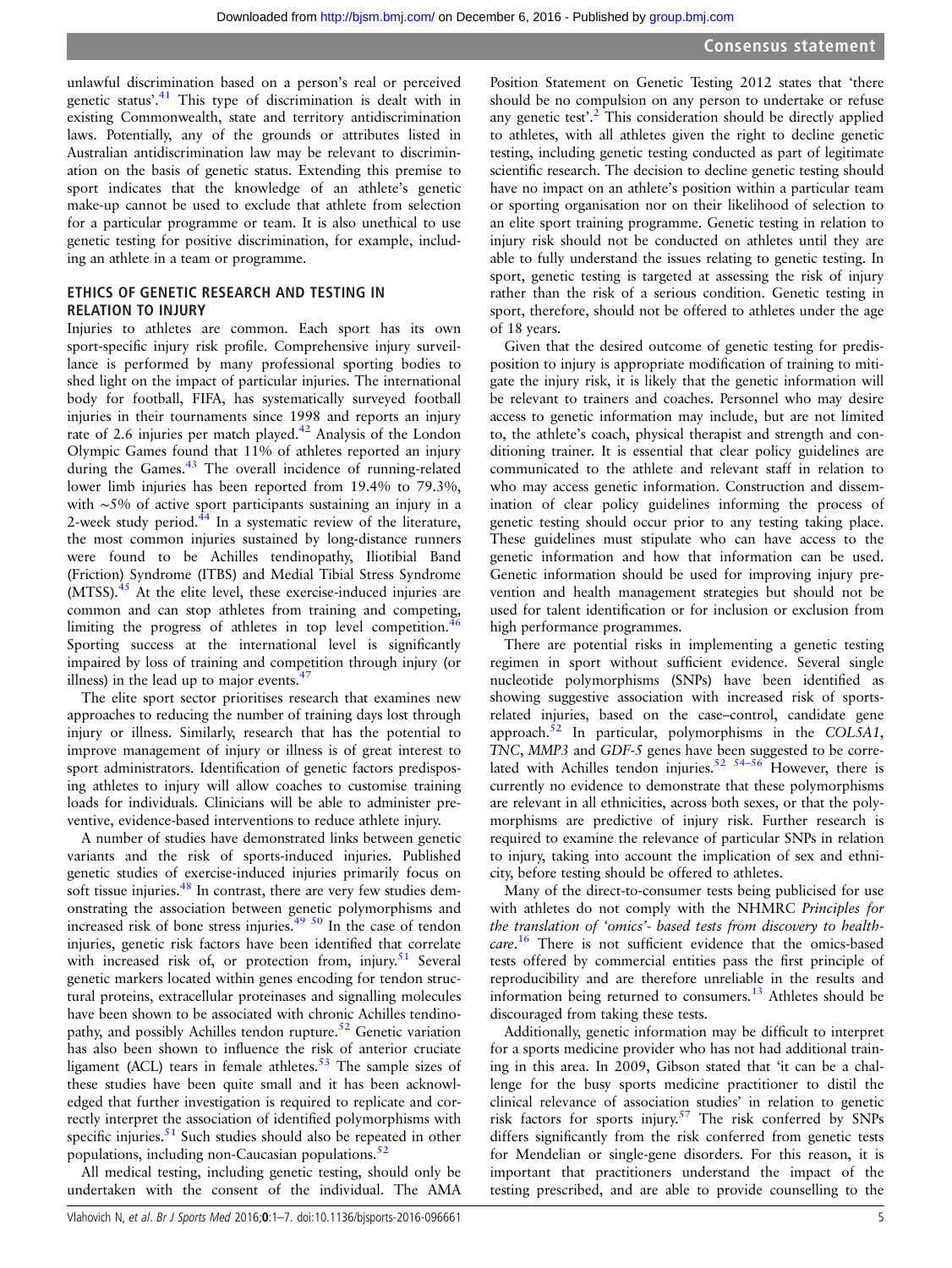unlawful discrimination based on a person's real or perceived genetic status'.[41] This type of discrimination is dealt with in existing Commonwealth, state and territory antidiscrimination laws. Potentially, any of the grounds or attributes listed in Australian antidiscrimination law may be relevant to discrimination on the basis of genetic status. Extending this premise to sport indicates that the knowledge of an athlete's genetic make-up cannot be used to exclude that athlete from selection for a particular programme or team. It is also unethical to use genetic testing for positive discrimination, for example, including an athlete in a team or programme.

## ETHICS OF GENETIC RESEARCH AND TESTING IN RELATION TO INJURY

Injuries to athletes are common. Each sport has its own sport-specific injury risk profile. Comprehensive injury surveillance is performed by many professional sporting bodies to shed light on the impact of particular injuries. The international body for football, FIFA, has systematically surveyed football injuries in their tournaments since 1998 and reports an injury rate of 2.6 injuries per match played.[42] Analysis of the London Olympic Games found that 11% of athletes reported an injury during the Games.[43] The overall incidence of running-related lower limb injuries has been reported from 19.4% to 79.3%, with ~5% of active sport participants sustaining an injury in a 2-week study period.[44] In a systematic review of the literature, the most common injuries sustained by long-distance runners were found to be Achilles tendinopathy, Iliotibial Band (Friction) Syndrome (ITBS) and Medial Tibial Stress Syndrome (MTSS).[45] At the elite level, these exercise-induced injuries are common and can stop athletes from training and competing, limiting the progress of athletes in top level competition.[46] Sporting success at the international level is significantly impaired by loss of training and competition through injury (or illness) in the lead up to major events.[47]

The elite sport sector prioritises research that examines new approaches to reducing the number of training days lost through injury or illness. Similarly, research that has the potential to improve management of injury or illness is of great interest to sport administrators. Identification of genetic factors predisposing athletes to injury will allow coaches to customise training loads for individuals. Clinicians will be able to administer preventive, evidence-based interventions to reduce athlete injury.

A number of studies have demonstrated links between genetic variants and the risk of sports-induced injuries. Published genetic studies of exercise-induced injuries primarily focus on soft tissue injuries.[48] In contrast, there are very few studies demonstrating the association between genetic polymorphisms and increased risk of bone stress injuries.[49 50] In the case of tendon injuries, genetic risk factors have been identified that correlate with increased risk of, or protection from, injury.[51] Several genetic markers located within genes encoding for tendon structural proteins, extracellular proteinases and signalling molecules have been shown to be associated with chronic Achilles tendinopathy, and possibly Achilles tendon rupture.[52] Genetic variation has also been shown to influence the risk of anterior cruciate ligament (ACL) tears in female athletes.[53] The sample sizes of these studies have been quite small and it has been acknowledged that further investigation is required to replicate and correctly interpret the association of identified polymorphisms with specific injuries.[51] Such studies should also be repeated in other populations, including non-Caucasian populations.[52]

All medical testing, including genetic testing, should only be undertaken with the consent of the individual. The AMA Position Statement on Genetic Testing 2012 states that 'there should be no compulsion on any person to undertake or refuse any genetic test'.[2] This consideration should be directly applied to athletes, with all athletes given the right to decline genetic testing, including genetic testing conducted as part of legitimate scientific research. The decision to decline genetic testing should have no impact on an athlete's position within a particular team or sporting organisation nor on their likelihood of selection to an elite sport training programme. Genetic testing in relation to injury risk should not be conducted on athletes until they are able to fully understand the issues relating to genetic testing. In sport, genetic testing is targeted at assessing the risk of injury rather than the risk of a serious condition. Genetic testing in sport, therefore, should not be offered to athletes under the age of 18 years.

Given that the desired outcome of genetic testing for predisposition to injury is appropriate modification of training to mitigate the injury risk, it is likely that the genetic information will be relevant to trainers and coaches. Personnel who may desire access to genetic information may include, but are not limited to, the athlete's coach, physical therapist and strength and conditioning trainer. It is essential that clear policy guidelines are communicated to the athlete and relevant staff in relation to who may access genetic information. Construction and dissemination of clear policy guidelines informing the process of genetic testing should occur prior to any testing taking place. These guidelines must stipulate who can have access to the genetic information and how that information can be used. Genetic information should be used for improving injury prevention and health management strategies but should not be used for talent identification or for inclusion or exclusion from high performance programmes.

There are potential risks in implementing a genetic testing regimen in sport without sufficient evidence. Several single nucleotide polymorphisms (SNPs) have been identified as showing suggestive association with increased risk of sports-related injuries, based on the case–control, candidate gene approach.[52] In particular, polymorphisms in the *COL5A1*, *TNC*, *MMP3* and *GDF-5* genes have been suggested to be correlated with Achilles tendon injuries.[52 54–56] However, there is currently no evidence to demonstrate that these polymorphisms are relevant in all ethnicities, across both sexes, or that the polymorphisms are predictive of injury risk. Further research is required to examine the relevance of particular SNPs in relation to injury, taking into account the implication of sex and ethnicity, before testing should be offered to athletes.

Many of the direct-to-consumer tests being publicised for use with athletes do not comply with the NHMRC *Principles for the translation of 'omics'- based tests from discovery to healthcare*.[16] There is not sufficient evidence that the omics-based tests offered by commercial entities pass the first principle of reproducibility and are therefore unreliable in the results and information being returned to consumers.[13] Athletes should be discouraged from taking these tests.

Additionally, genetic information may be difficult to interpret for a sports medicine provider who has not had additional training in this area. In 2009, Gibson stated that 'it can be a challenge for the busy sports medicine practitioner to distil the clinical relevance of association studies' in relation to genetic risk factors for sports injury.[57] The risk conferred by SNPs differs significantly from the risk conferred from genetic tests for Mendelian or single-gene disorders. For this reason, it is important that practitioners understand the impact of the testing prescribed, and are able to provide counselling to the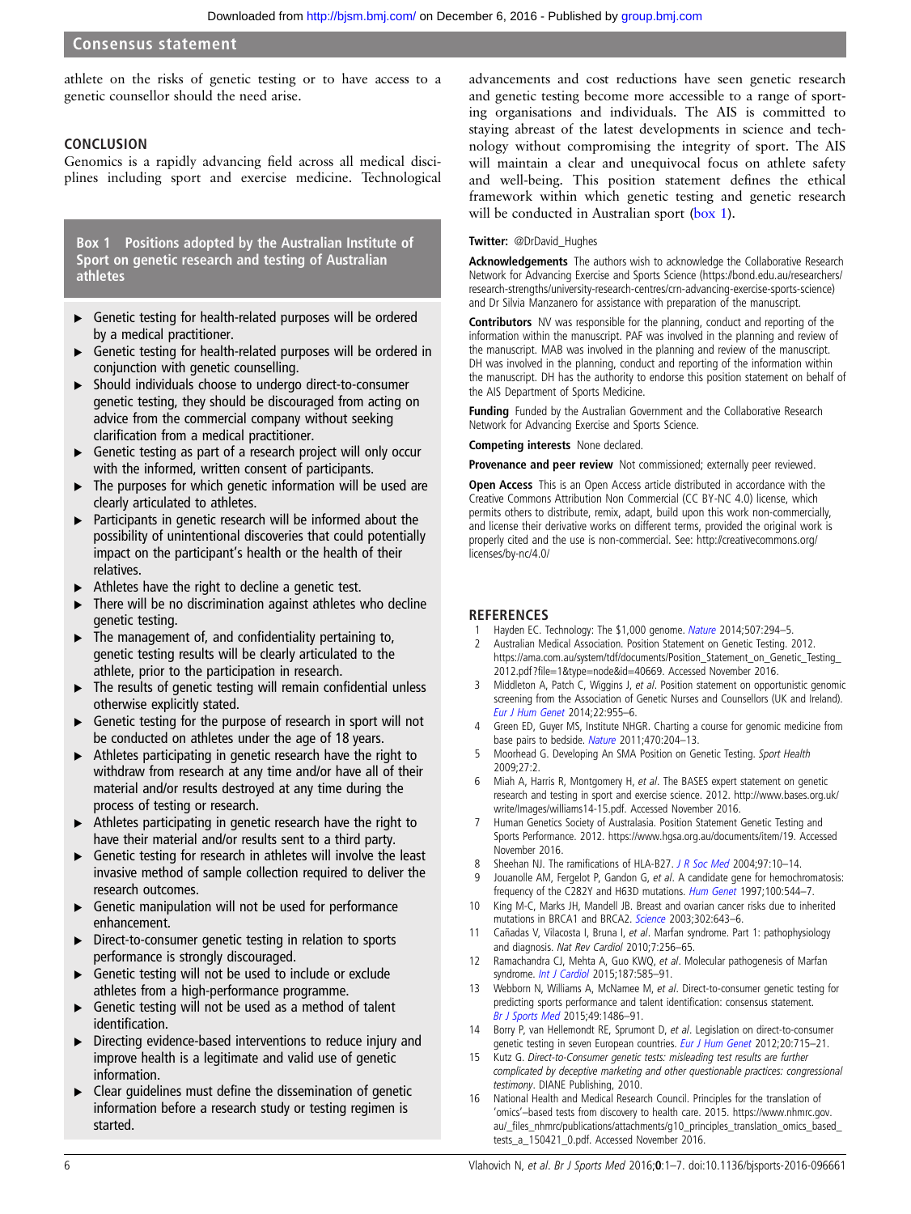athlete on the risks of genetic testing or to have access to a genetic counsellor should the need arise.

## CONCLUSION

Genomics is a rapidly advancing field across all medical disciplines including sport and exercise medicine. Technological advancements and cost reductions have seen genetic research and genetic testing become more accessible to a range of sporting organisations and individuals. The AIS is committed to staying abreast of the latest developments in science and technology without compromising the integrity of sport. The AIS will maintain a clear and unequivocal focus on athlete safety and well-being. This position statement defines the ethical framework within which genetic testing and genetic research will be conducted in Australian sport (box 1).

**Box 1 Positions adopted by the Australian Institute of Sport on genetic research and testing of Australian athletes**

- Genetic testing for health-related purposes will be ordered by a medical practitioner.
- Genetic testing for health-related purposes will be ordered in conjunction with genetic counselling.
- Should individuals choose to undergo direct-to-consumer genetic testing, they should be discouraged from acting on advice from the commercial company without seeking clarification from a medical practitioner.
- Genetic testing as part of a research project will only occur with the informed, written consent of participants.
- The purposes for which genetic information will be used are clearly articulated to athletes.
- Participants in genetic research will be informed about the possibility of unintentional discoveries that could potentially impact on the participant's health or the health of their relatives.
- Athletes have the right to decline a genetic test.
- There will be no discrimination against athletes who decline genetic testing.
- The management of, and confidentiality pertaining to, genetic testing results will be clearly articulated to the athlete, prior to the participation in research.
- The results of genetic testing will remain confidential unless otherwise explicitly stated.
- Genetic testing for the purpose of research in sport will not be conducted on athletes under the age of 18 years.
- Athletes participating in genetic research have the right to withdraw from research at any time and/or have all of their material and/or results destroyed at any time during the process of testing or research.
- Athletes participating in genetic research have the right to have their material and/or results sent to a third party.
- Genetic testing for research in athletes will involve the least invasive method of sample collection required to deliver the research outcomes.
- Genetic manipulation will not be used for performance enhancement.
- Direct-to-consumer genetic testing in relation to sports performance is strongly discouraged.
- Genetic testing will not be used to include or exclude athletes from a high-performance programme.
- Genetic testing will not be used as a method of talent identification.
- Directing evidence-based interventions to reduce injury and improve health is a legitimate and valid use of genetic information.
- Clear guidelines must define the dissemination of genetic information before a research study or testing regimen is started.

**Twitter:** @DrDavid_Hughes

**Acknowledgements** The authors wish to acknowledge the Collaborative Research Network for Advancing Exercise and Sports Science (https://bond.edu.au/researchers/research-strengths/university-research-centres/crn-advancing-exercise-sports-science) and Dr Silvia Manzanero for assistance with preparation of the manuscript.

**Contributors** NV was responsible for the planning, conduct and reporting of the information within the manuscript. PAF was involved in the planning and review of the manuscript. MAB was involved in the planning and review of the manuscript. DH was involved in the planning, conduct and reporting of the information within the manuscript. DH has the authority to endorse this position statement on behalf of the AIS Department of Sports Medicine.

**Funding** Funded by the Australian Government and the Collaborative Research Network for Advancing Exercise and Sports Science.

**Competing interests** None declared.

**Provenance and peer review** Not commissioned; externally peer reviewed.

**Open Access** This is an Open Access article distributed in accordance with the Creative Commons Attribution Non Commercial (CC BY-NC 4.0) license, which permits others to distribute, remix, adapt, build upon this work non-commercially, and license their derivative works on different terms, provided the original work is properly cited and the use is non-commercial. See: http://creativecommons.org/licenses/by-nc/4.0/

## REFERENCES

1. Hayden EC. Technology: The $1,000 genome. *Nature* 2014;507:294–5.
2. Australian Medical Association. Position Statement on Genetic Testing. 2012. https://ama.com.au/system/tdf/documents/Position_Statement_on_Genetic_Testing_2012.pdf?file=1&type=node&id=40669. Accessed November 2016.
3. Middleton A, Patch C, Wiggins J, *et al*. Position statement on opportunistic genomic screening from the Association of Genetic Nurses and Counsellors (UK and Ireland). *Eur J Hum Genet* 2014;22:955–6.
4. Green ED, Guyer MS, Institute NHGR. Charting a course for genomic medicine from base pairs to bedside. *Nature* 2011;470:204–13.
5. Moorhead G. Developing An SMA Position on Genetic Testing. *Sport Health* 2009;27:2.
6. Miah A, Harris R, Montgomery H, *et al*. The BASES expert statement on genetic research and testing in sport and exercise science. 2012. http://www.bases.org.uk/write/Images/williams14-15.pdf. Accessed November 2016.
7. Human Genetics Society of Australasia. Position Statement Genetic Testing and Sports Performance. 2012. https://www.hgsa.org.au/documents/item/19. Accessed November 2016.
8. Sheehan NJ. The ramifications of HLA-B27. *J R Soc Med* 2004;97:10–14.
9. Jouanolle AM, Fergelot P, Gandon G, *et al*. A candidate gene for hemochromatosis: frequency of the C282Y and H63D mutations. *Hum Genet* 1997;100:544–7.
10. King M-C, Marks JH, Mandell JB. Breast and ovarian cancer risks due to inherited mutations in BRCA1 and BRCA2. *Science* 2003;302:643–6.
11. Cañadas V, Vilacosta I, Bruna I, *et al*. Marfan syndrome. Part 1: pathophysiology and diagnosis. *Nat Rev Cardiol* 2010;7:256–65.
12. Ramachandra CJ, Mehta A, Guo KWQ, *et al*. Molecular pathogenesis of Marfan syndrome. *Int J Cardiol* 2015;187:585–91.
13. Webborn N, Williams A, McNamee M, *et al*. Direct-to-consumer genetic testing for predicting sports performance and talent identification: consensus statement. *Br J Sports Med* 2015;49:1486–91.
14. Borry P, van Hellemondt RE, Sprumont D, *et al*. Legislation on direct-to-consumer genetic testing in seven European countries. *Eur J Hum Genet* 2012;20:715–21.
15. Kutz G. *Direct-to-Consumer genetic tests: misleading test results are further complicated by deceptive marketing and other questionable practices: congressional testimony*. DIANE Publishing, 2010.
16. National Health and Medical Research Council. Principles for the translation of 'omics'–based tests from discovery to health care. 2015. https://www.nhmrc.gov.au/_files_nhmrc/publications/attachments/g10_principles_translation_omics_based_tests_a_150421_0.pdf. Accessed November 2016.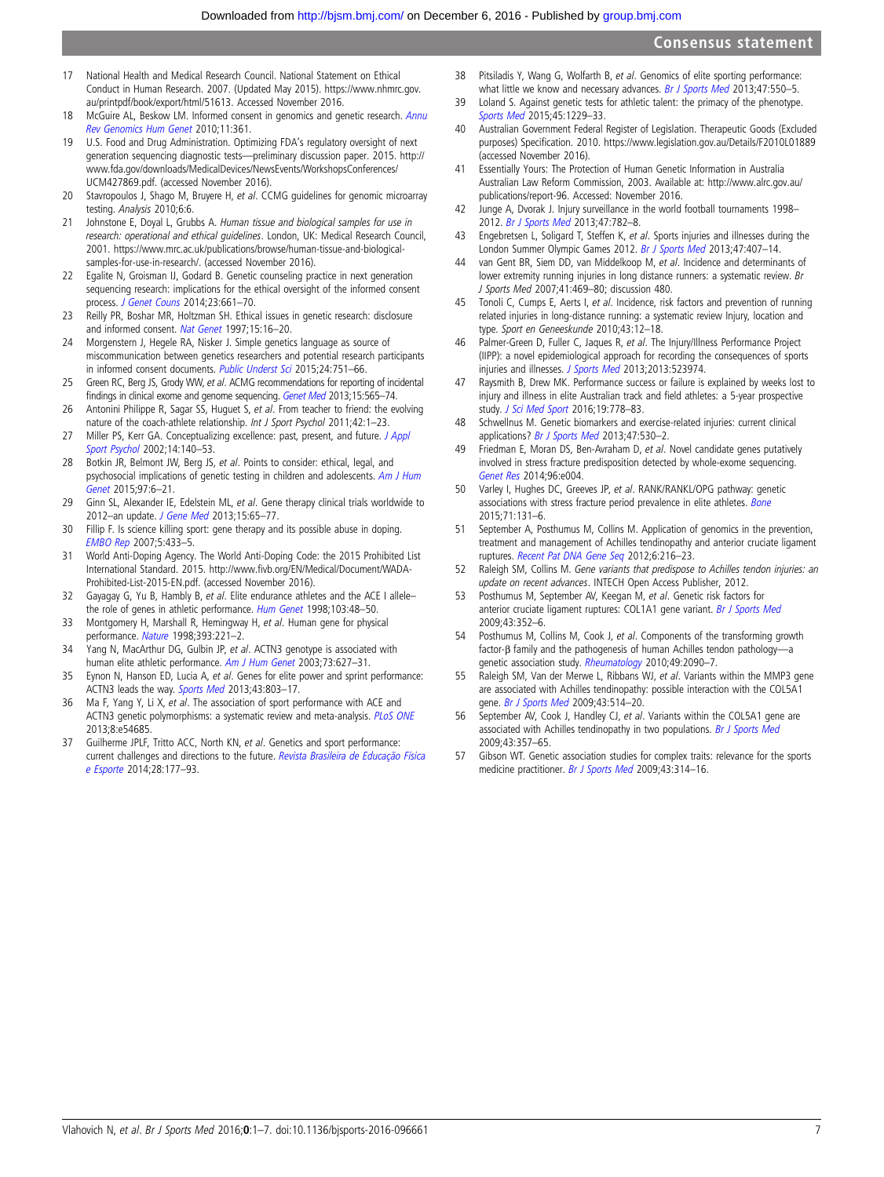17 National Health and Medical Research Council. National Statement on Ethical Conduct in Human Research. 2007. (Updated May 2015). https://www.nhmrc.gov.au/printpdf/book/export/html/51613. Accessed November 2016.
18 McGuire AL, Beskow LM. Informed consent in genomics and genetic research. *Annu Rev Genomics Hum Genet* 2010;11:361.
19 U.S. Food and Drug Administration. Optimizing FDA's regulatory oversight of next generation sequencing diagnostic tests—preliminary discussion paper. 2015. http://www.fda.gov/downloads/MedicalDevices/NewsEvents/WorkshopsConferences/UCM427869.pdf. (accessed November 2016).
20 Stavropoulos J, Shago M, Bruyere H, *et al*. CCMG guidelines for genomic microarray testing. *Analysis* 2010;6:6.
21 Johnstone E, Doyal L, Grubbs A. *Human tissue and biological samples for use in research: operational and ethical guidelines*. London, UK: Medical Research Council, 2001. https://www.mrc.ac.uk/publications/browse/human-tissue-and-biological-samples-for-use-in-research/. (accessed November 2016).
22 Egalite N, Groisman IJ, Godard B. Genetic counseling practice in next generation sequencing research: implications for the ethical oversight of the informed consent process. *J Genet Couns* 2014;23:661–70.
23 Reilly PR, Boshar MR, Holtzman SH. Ethical issues in genetic research: disclosure and informed consent. *Nat Genet* 1997;15:16–20.
24 Morgenstern J, Hegele RA, Nisker J. Simple genetics language as source of miscommunication between genetics researchers and potential research participants in informed consent documents. *Public Underst Sci* 2015;24:751–66.
25 Green RC, Berg JS, Grody WW, *et al*. ACMG recommendations for reporting of incidental findings in clinical exome and genome sequencing. *Genet Med* 2013;15:565–74.
26 Antonini Philippe R, Sagar SS, Huguet S, *et al*. From teacher to friend: the evolving nature of the coach-athlete relationship. *Int J Sport Psychol* 2011;42:1–23.
27 Miller PS, Kerr GA. Conceptualizing excellence: past, present, and future. *J Appl Sport Psychol* 2002;14:140–53.
28 Botkin JR, Belmont JW, Berg JS, *et al*. Points to consider: ethical, legal, and psychosocial implications of genetic testing in children and adolescents. *Am J Hum Genet* 2015;97:6–21.
29 Ginn SL, Alexander IE, Edelstein ML, *et al*. Gene therapy clinical trials worldwide to 2012–an update. *J Gene Med* 2013;15:65–77.
30 Fillip F. Is science killing sport: gene therapy and its possible abuse in doping. *EMBO Rep* 2007;5:433–5.
31 World Anti-Doping Agency. The World Anti-Doping Code: the 2015 Prohibited List International Standard. 2015. http://www.fivb.org/EN/Medical/Document/WADA-Prohibited-List-2015-EN.pdf. (accessed November 2016).
32 Gayagay G, Yu B, Hambly B, *et al*. Elite endurance athletes and the ACE I allele–the role of genes in athletic performance. *Hum Genet* 1998;103:48–50.
33 Montgomery H, Marshall R, Hemingway H, *et al*. Human gene for physical performance. *Nature* 1998;393:221–2.
34 Yang N, MacArthur DG, Gulbin JP, *et al*. ACTN3 genotype is associated with human elite athletic performance. *Am J Hum Genet* 2003;73:627–31.
35 Eynon N, Hanson ED, Lucia A, *et al*. Genes for elite power and sprint performance: ACTN3 leads the way. *Sports Med* 2013;43:803–17.
36 Ma F, Yang Y, Li X, *et al*. The association of sport performance with ACE and ACTN3 genetic polymorphisms: a systematic review and meta-analysis. *PLoS ONE* 2013;8:e54685.
37 Guilherme JPLF, Tritto ACC, North KN, *et al*. Genetics and sport performance: current challenges and directions to the future. *Revista Brasileira de Educação Física e Esporte* 2014;28:177–93.
38 Pitsiladis Y, Wang G, Wolfarth B, *et al*. Genomics of elite sporting performance: what little we know and necessary advances. *Br J Sports Med* 2013;47:550–5.
39 Loland S. Against genetic tests for athletic talent: the primacy of the phenotype. *Sports Med* 2015;45:1229–33.
40 Australian Government Federal Register of Legislation. Therapeutic Goods (Excluded purposes) Specification. 2010. https://www.legislation.gov.au/Details/F2010L01889 (accessed November 2016).
41 Essentially Yours: The Protection of Human Genetic Information in Australia Australian Law Reform Commission, 2003. Available at: http://www.alrc.gov.au/publications/report-96. Accessed: November 2016.
42 Junge A, Dvorak J. Injury surveillance in the world football tournaments 1998–2012. *Br J Sports Med* 2013;47:782–8.
43 Engebretsen L, Soligard T, Steffen K, *et al*. Sports injuries and illnesses during the London Summer Olympic Games 2012. *Br J Sports Med* 2013;47:407–14.
44 van Gent BR, Siem DD, van Middelkoop M, *et al*. Incidence and determinants of lower extremity running injuries in long distance runners: a systematic review. *Br J Sports Med* 2007;41:469–80; discussion 480.
45 Tonoli C, Cumps E, Aerts I, *et al*. Incidence, risk factors and prevention of running related injuries in long-distance running: a systematic review Injury, location and type. *Sport en Geneeskunde* 2010;43:12–18.
46 Palmer-Green D, Fuller C, Jaques R, *et al*. The Injury/Illness Performance Project (IIPP): a novel epidemiological approach for recording the consequences of sports injuries and illnesses. *J Sports Med* 2013;2013:523974.
47 Raysmith B, Drew MK. Performance success or failure is explained by weeks lost to injury and illness in elite Australian track and field athletes: a 5-year prospective study. *J Sci Med Sport* 2016;19:778–83.
48 Schwellnus M. Genetic biomarkers and exercise-related injuries: current clinical applications? *Br J Sports Med* 2013;47:530–2.
49 Friedman E, Moran DS, Ben-Avraham D, *et al*. Novel candidate genes putatively involved in stress fracture predisposition detected by whole-exome sequencing. *Genet Res* 2014;96:e004.
50 Varley I, Hughes DC, Greeves JP, *et al*. RANK/RANKL/OPG pathway: genetic associations with stress fracture period prevalence in elite athletes. *Bone* 2015;71:131–6.
51 September A, Posthumus M, Collins M. Application of genomics in the prevention, treatment and management of Achilles tendinopathy and anterior cruciate ligament ruptures. *Recent Pat DNA Gene Seq* 2012;6:216–23.
52 Raleigh SM, Collins M. *Gene variants that predispose to Achilles tendon injuries: an update on recent advances*. INTECH Open Access Publisher, 2012.
53 Posthumus M, September AV, Keegan M, *et al*. Genetic risk factors for anterior cruciate ligament ruptures: COL1A1 gene variant. *Br J Sports Med* 2009;43:352–6.
54 Posthumus M, Collins M, Cook J, *et al*. Components of the transforming growth factor-β family and the pathogenesis of human Achilles tendon pathology—a genetic association study. *Rheumatology* 2010;49:2090–7.
55 Raleigh SM, Van der Merwe L, Ribbans WJ, *et al*. Variants within the MMP3 gene are associated with Achilles tendinopathy: possible interaction with the COL5A1 gene. *Br J Sports Med* 2009;43:514–20.
56 September AV, Cook J, Handley CJ, *et al*. Variants within the COL5A1 gene are associated with Achilles tendinopathy in two populations. *Br J Sports Med* 2009;43:357–65.
57 Gibson WT. Genetic association studies for complex traits: relevance for the sports medicine practitioner. *Br J Sports Med* 2009;43:314–16.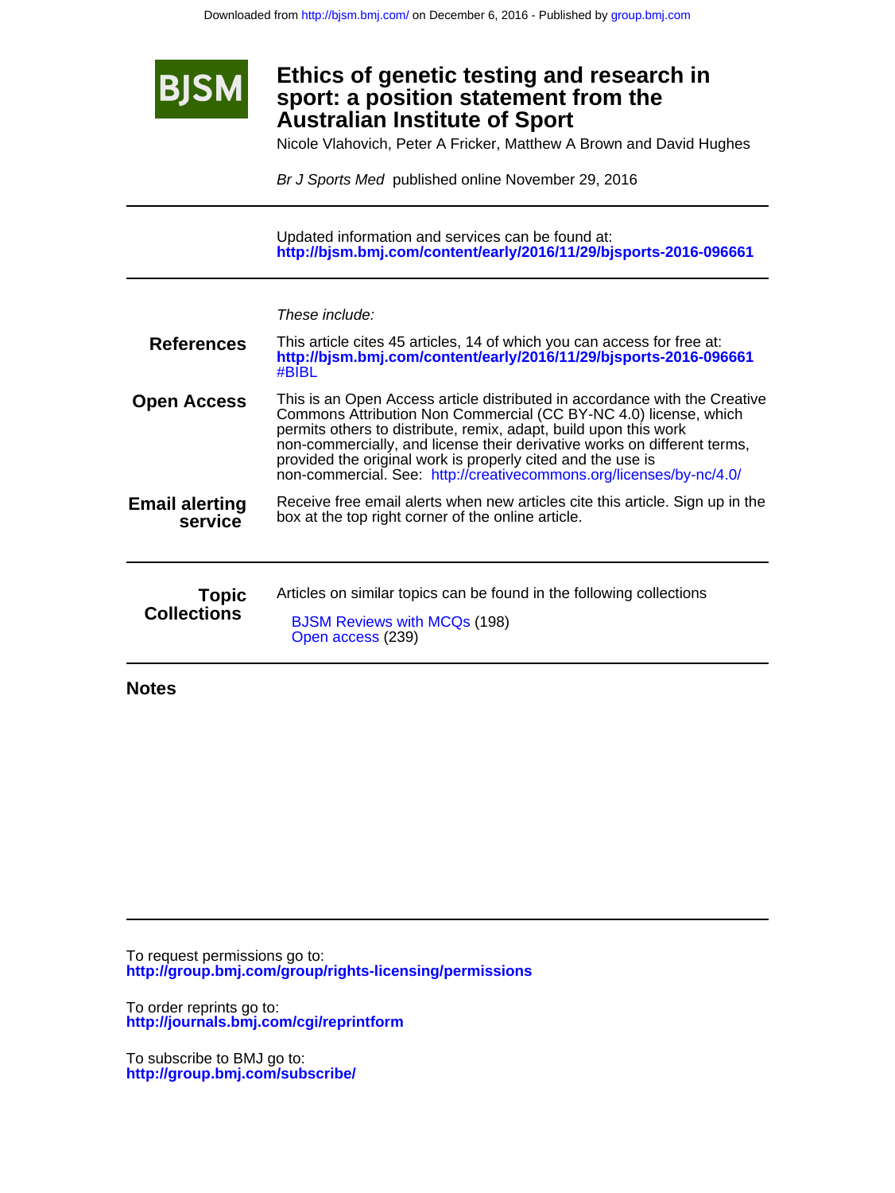Downloaded from http://bjsm.bmj.com/ on December 6, 2016 - Published by group.bmj.com

BJSM

# Ethics of genetic testing and research in sport: a position statement from the Australian Institute of Sport

Nicole Vlahovich, Peter A Fricker, Matthew A Brown and David Hughes

*Br J Sports Med* published online November 29, 2016

Updated information and services can be found at:
**http://bjsm.bmj.com/content/early/2016/11/29/bjsports-2016-096661**

*These include:*

**References**

This article cites 45 articles, 14 of which you can access for free at:
**http://bjsm.bmj.com/content/early/2016/11/29/bjsports-2016-096661**
#BIBL

**Open Access**

This is an Open Access article distributed in accordance with the Creative Commons Attribution Non Commercial (CC BY-NC 4.0) license, which permits others to distribute, remix, adapt, build upon this work non-commercially, and license their derivative works on different terms, provided the original work is properly cited and the use is non-commercial. See: http://creativecommons.org/licenses/by-nc/4.0/

**Email alerting service**

Receive free email alerts when new articles cite this article. Sign up in the box at the top right corner of the online article.

**Topic Collections**

Articles on similar topics can be found in the following collections

- BJSM Reviews with MCQs (198)
- Open access (239)

## Notes

To request permissions go to:
**http://group.bmj.com/group/rights-licensing/permissions**

To order reprints go to:
**http://journals.bmj.com/cgi/reprintform**

To subscribe to BMJ go to:
**http://group.bmj.com/subscribe/**